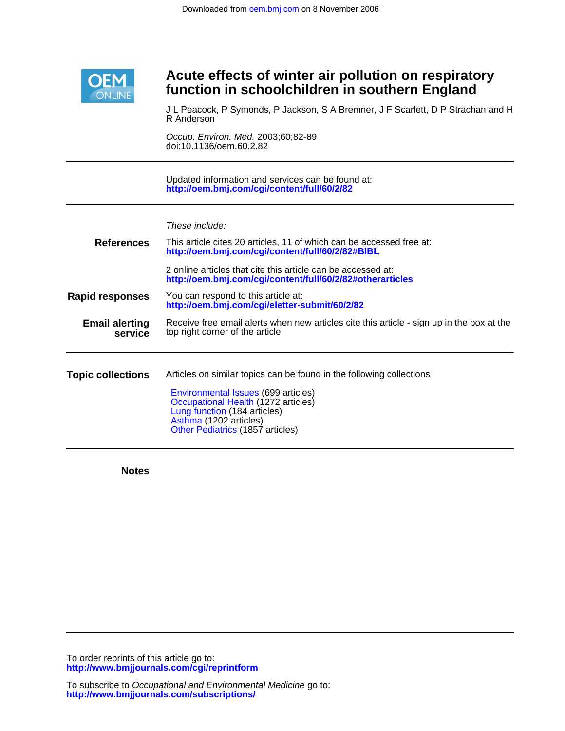Downloaded from oem.bmj.com on 8 November 2006

# Acute effects of winter air pollution on respiratory function in schoolchildren in southern England

J L Peacock, P Symonds, P Jackson, S A Bremner, J F Scarlett, D P Strachan and H R Anderson

*Occup. Environ. Med.* 2003;60;82-89
doi:10.1136/oem.60.2.82

Updated information and services can be found at:
**http://oem.bmj.com/cgi/content/full/60/2/82**

*These include:*

**References**

This article cites 20 articles, 11 of which can be accessed free at:
**http://oem.bmj.com/cgi/content/full/60/2/82#BIBL**

2 online articles that cite this article can be accessed at:
**http://oem.bmj.com/cgi/content/full/60/2/82#otherarticles**

**Rapid responses**

You can respond to this article at:
**http://oem.bmj.com/cgi/eletter-submit/60/2/82**

**Email alerting service**

Receive free email alerts when new articles cite this article - sign up in the box at the top right corner of the article

**Topic collections**

Articles on similar topics can be found in the following collections

- Environmental Issues (699 articles)
- Occupational Health (1272 articles)
- Lung function (184 articles)
- Asthma (1202 articles)
- Other Pediatrics (1857 articles)

**Notes**

To order reprints of this article go to:
**http://www.bmjjournals.com/cgi/reprintform**

To subscribe to *Occupational and Environmental Medicine* go to:
**http://www.bmjjournals.com/subscriptions/**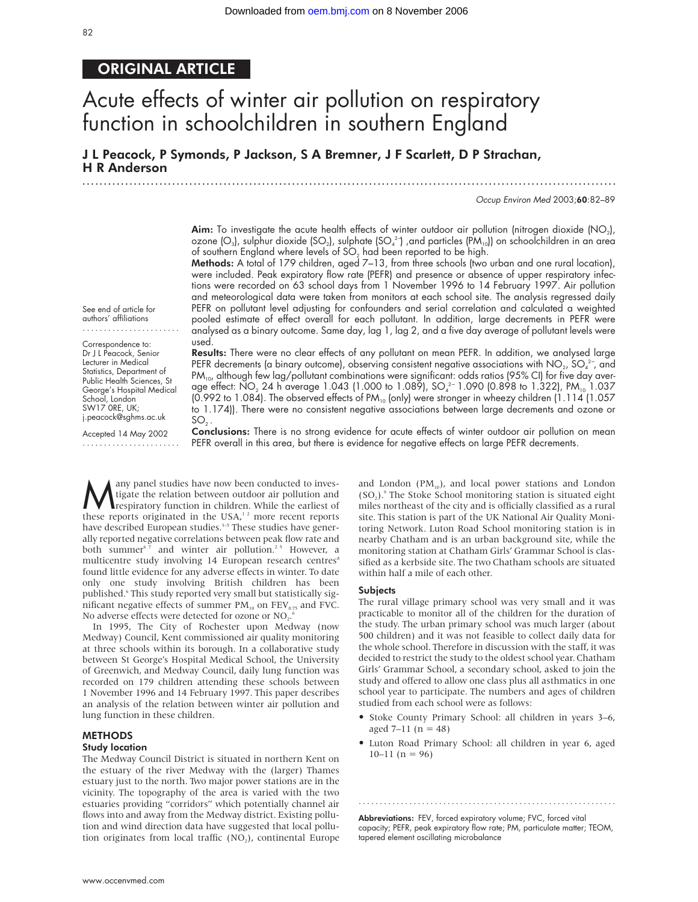# ORIGINAL ARTICLE

# Acute effects of winter air pollution on respiratory function in schoolchildren in southern England

**J L Peacock, P Symonds, P Jackson, S A Bremner, J F Scarlett, D P Strachan, H R Anderson**

*Occup Environ Med* 2003;**60**:82–89

**Aim:** To investigate the acute health effects of winter outdoor air pollution (nitrogen dioxide ($NO_2$), ozone ($O_3$), sulphur dioxide ($SO_2$), sulphate ($SO_4^{2-}$) ,and particles ($PM_{10}$)) on schoolchildren in an area of southern England where levels of $SO_2$ had been reported to be high.

**Methods:** A total of 179 children, aged 7–13, from three schools (two urban and one rural location), were included. Peak expiratory flow rate (PEFR) and presence or absence of upper respiratory infections were recorded on 63 school days from 1 November 1996 to 14 February 1997. Air pollution and meteorological data were taken from monitors at each school site. The analysis regressed daily PEFR on pollutant level adjusting for confounders and serial correlation and calculated a weighted pooled estimate of effect overall for each pollutant. In addition, large decrements in PEFR were analysed as a binary outcome. Same day, lag 1, lag 2, and a five day average of pollutant levels were used.

**Results:** There were no clear effects of any pollutant on mean PEFR. In addition, we analysed large PEFR decrements (a binary outcome), observing consistent negative associations with $NO_2$, $SO_4^{2-}$, and $PM_{10}$, although few lag/pollutant combinations were significant: odds ratios (95% CI) for five day average effect: $NO_2$ 24 h average 1.043 (1.000 to 1.089), $SO_4^{2-}$ 1.090 (0.898 to 1.322), $PM_{10}$ 1.037 (0.992 to 1.084). The observed effects of $PM_{10}$ (only) were stronger in wheezy children (1.114 (1.057 to 1.174)). There were no consistent negative associations between large decrements and ozone or $SO_2$.

**Conclusions:** There is no strong evidence for acute effects of winter outdoor air pollution on mean PEFR overall in this area, but there is evidence for negative effects on large PEFR decrements.

See end of article for authors' affiliations

Correspondence to: Dr J L Peacock, Senior Lecturer in Medical Statistics, Department of Public Health Sciences, St George's Hospital Medical School, London SW17 0RE, UK; j.peacock@sghms.ac.uk

Accepted 14 May 2002

Many panel studies have now been conducted to investigate the relation between outdoor air pollution and respiratory function in children. While the earliest of these reports originated in the USA,[1 2] more recent reports have described European studies.[3–5] These studies have generally reported negative correlations between peak flow rate and both summer[6 7] and winter air pollution.[2 5] However, a multicentre study involving 14 European research centres[8] found little evidence for any adverse effects in winter. To date only one study involving British children has been published.[6] This study reported very small but statistically significant negative effects of summer $PM_{10}$ on $FEV_{0.75}$ and FVC. No adverse effects were detected for ozone or $NO_2$.[6]

In 1995, The City of Rochester upon Medway (now Medway) Council, Kent commissioned air quality monitoring at three schools within its borough. In a collaborative study between St George's Hospital Medical School, the University of Greenwich, and Medway Council, daily lung function was recorded on 179 children attending these schools between 1 November 1996 and 14 February 1997. This paper describes an analysis of the relation between winter air pollution and lung function in these children.

## METHODS

### Study location

The Medway Council District is situated in northern Kent on the estuary of the river Medway with the (larger) Thames estuary just to the north. Two major power stations are in the vicinity. The topography of the area is varied with the two estuaries providing "corridors" which potentially channel air flows into and away from the Medway district. Existing pollution and wind direction data have suggested that local pollution originates from local traffic ($NO_2$), continental Europe and London ($PM_{10}$), and local power stations and London ($SO_2$).[9] The Stoke School monitoring station is situated eight miles northeast of the city and is officially classified as a rural site. This station is part of the UK National Air Quality Monitoring Network. Luton Road School monitoring station is in nearby Chatham and is an urban background site, while the monitoring station at Chatham Girls' Grammar School is classified as a kerbside site. The two Chatham schools are situated within half a mile of each other.

### Subjects

The rural village primary school was very small and it was practicable to monitor all of the children for the duration of the study. The urban primary school was much larger (about 500 children) and it was not feasible to collect daily data for the whole school. Therefore in discussion with the staff, it was decided to restrict the study to the oldest school year. Chatham Girls' Grammar School, a secondary school, asked to join the study and offered to allow one class plus all asthmatics in one school year to participate. The numbers and ages of children studied from each school were as follows:

- Stoke County Primary School: all children in years 3–6, aged 7–11 (n = 48)
- Luton Road Primary School: all children in year 6, aged 10–11 (n = 96)

**Abbreviations:** FEV, forced expiratory volume; FVC, forced vital capacity; PEFR, peak expiratory flow rate; PM, particulate matter; TEOM, tapered element oscillating microbalance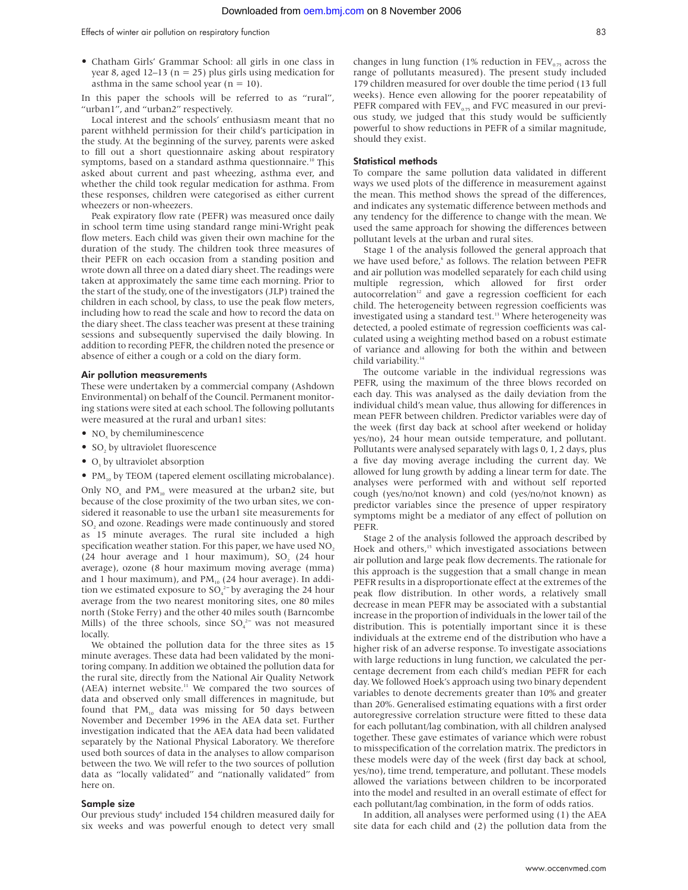- Chatham Girls' Grammar School: all girls in one class in year 8, aged 12–13 (n = 25) plus girls using medication for asthma in the same school year (n = 10).

In this paper the schools will be referred to as "rural", "urban1", and "urban2" respectively.

Local interest and the schools' enthusiasm meant that no parent withheld permission for their child's participation in the study. At the beginning of the survey, parents were asked to fill out a short questionnaire asking about respiratory symptoms, based on a standard asthma questionnaire.[10] This asked about current and past wheezing, asthma ever, and whether the child took regular medication for asthma. From these responses, children were categorised as either current wheezers or non-wheezers.

Peak expiratory flow rate (PEFR) was measured once daily in school term time using standard range mini-Wright peak flow meters. Each child was given their own machine for the duration of the study. The children took three measures of their PEFR on each occasion from a standing position and wrote down all three on a dated diary sheet. The readings were taken at approximately the same time each morning. Prior to the start of the study, one of the investigators (JLP) trained the children in each school, by class, to use the peak flow meters, including how to read the scale and how to record the data on the diary sheet. The class teacher was present at these training sessions and subsequently supervised the daily blowing. In addition to recording PEFR, the children noted the presence or absence of either a cough or a cold on the diary form.

### Air pollution measurements

These were undertaken by a commercial company (Ashdown Environmental) on behalf of the Council. Permanent monitoring stations were sited at each school. The following pollutants were measured at the rural and urban1 sites:

- $NO_x$ by chemiluminescence
- $SO_2$ by ultraviolet fluorescence
- $O_3$ by ultraviolet absorption
- $PM_{10}$ by TEOM (tapered element oscillating microbalance).

Only $NO_x$ and $PM_{10}$ were measured at the urban2 site, but because of the close proximity of the two urban sites, we considered it reasonable to use the urban1 site measurements for $SO_2$ and ozone. Readings were made continuously and stored as 15 minute averages. The rural site included a high specification weather station. For this paper, we have used $NO_2$ (24 hour average and 1 hour maximum), $SO_2$ (24 hour average), ozone (8 hour maximum moving average (mma) and 1 hour maximum), and $PM_{10}$ (24 hour average). In addition we estimated exposure to $SO_4^{2-}$ by averaging the 24 hour average from the two nearest monitoring sites, one 80 miles north (Stoke Ferry) and the other 40 miles south (Barncombe Mills) of the three schools, since $SO_4^{2-}$ was not measured locally.

We obtained the pollution data for the three sites as 15 minute averages. These data had been validated by the monitoring company. In addition we obtained the pollution data for the rural site, directly from the National Air Quality Network (AEA) internet website.[11] We compared the two sources of data and observed only small differences in magnitude, but found that $PM_{10}$ data was missing for 50 days between November and December 1996 in the AEA data set. Further investigation indicated that the AEA data had been validated separately by the National Physical Laboratory. We therefore used both sources of data in the analyses to allow comparison between the two. We will refer to the two sources of pollution data as "locally validated" and "nationally validated" from here on.

### Sample size

Our previous study[6] included 154 children measured daily for six weeks and was powerful enough to detect very small changes in lung function (1% reduction in $FEV_{0.75}$ across the range of pollutants measured). The present study included 179 children measured for over double the time period (13 full weeks). Hence even allowing for the poorer repeatability of PEFR compared with $FEV_{0.75}$ and FVC measured in our previous study, we judged that this study would be sufficiently powerful to show reductions in PEFR of a similar magnitude, should they exist.

### Statistical methods

To compare the same pollution data validated in different ways we used plots of the difference in measurement against the mean. This method shows the spread of the differences, and indicates any systematic difference between methods and any tendency for the difference to change with the mean. We used the same approach for showing the differences between pollutant levels at the urban and rural sites.

Stage 1 of the analysis followed the general approach that we have used before,[6] as follows. The relation between PEFR and air pollution was modelled separately for each child using multiple regression, which allowed for first order autocorrelation[12] and gave a regression coefficient for each child. The heterogeneity between regression coefficients was investigated using a standard test.[13] Where heterogeneity was detected, a pooled estimate of regression coefficients was calculated using a weighting method based on a robust estimate of variance and allowing for both the within and between child variability.[14]

The outcome variable in the individual regressions was PEFR, using the maximum of the three blows recorded on each day. This was analysed as the daily deviation from the individual child's mean value, thus allowing for differences in mean PEFR between children. Predictor variables were day of the week (first day back at school after weekend or holiday yes/no), 24 hour mean outside temperature, and pollutant. Pollutants were analysed separately with lags 0, 1, 2 days, plus a five day moving average including the current day. We allowed for lung growth by adding a linear term for date. The analyses were performed with and without self reported cough (yes/no/not known) and cold (yes/no/not known) as predictor variables since the presence of upper respiratory symptoms might be a mediator of any effect of pollution on PEFR.

Stage 2 of the analysis followed the approach described by Hoek and others,[15] which investigated associations between air pollution and large peak flow decrements. The rationale for this approach is the suggestion that a small change in mean PEFR results in a disproportionate effect at the extremes of the peak flow distribution. In other words, a relatively small decrease in mean PEFR may be associated with a substantial increase in the proportion of individuals in the lower tail of the distribution. This is potentially important since it is these individuals at the extreme end of the distribution who have a higher risk of an adverse response. To investigate associations with large reductions in lung function, we calculated the percentage decrement from each child's median PEFR for each day. We followed Hoek's approach using two binary dependent variables to denote decrements greater than 10% and greater than 20%. Generalised estimating equations with a first order autoregressive correlation structure were fitted to these data for each pollutant/lag combination, with all children analysed together. These gave estimates of variance which were robust to misspecification of the correlation matrix. The predictors in these models were day of the week (first day back at school, yes/no), time trend, temperature, and pollutant. These models allowed the variations between children to be incorporated into the model and resulted in an overall estimate of effect for each pollutant/lag combination, in the form of odds ratios.

In addition, all analyses were performed using (1) the AEA site data for each child and (2) the pollution data from the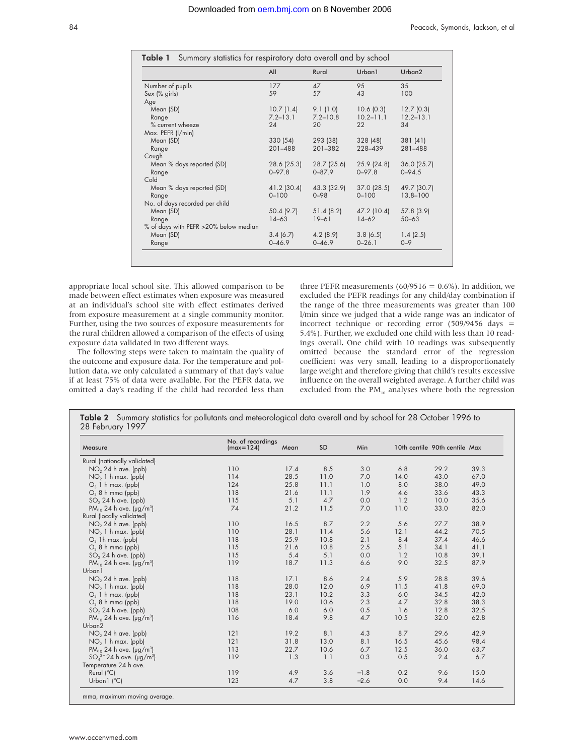**Table 1** Summary statistics for respiratory data overall and by school

| | All | Rural | Urban1 | Urban2 |
|---|---|---|---|---|
| Number of pupils | 177 | 47 | 95 | 35 |
| Sex (% girls) | 59 | 57 | 43 | 100 |
| Age | | | | |
| Mean (SD) | 10.7 (1.4) | 9.1 (1.0) | 10.6 (0.3) | 12.7 (0.3) |
| Range | 7.2–13.1 | 7.2–10.8 | 10.2–11.1 | 12.2–13.1 |
| % current wheeze | 24 | 20 | 22 | 34 |
| Max. PEFR (l/min) | | | | |
| Mean (SD) | 330 (54) | 293 (38) | 328 (48) | 381 (41) |
| Range | 201–488 | 201–382 | 228–439 | 281–488 |
| Cough | | | | |
| Mean % days reported (SD) | 28.6 (25.3) | 28.7 (25.6) | 25.9 (24.8) | 36.0 (25.7) |
| Range | 0–97.8 | 0–87.9 | 0–97.8 | 0–94.5 |
| Cold | | | | |
| Mean % days reported (SD) | 41.2 (30.4) | 43.3 (32.9) | 37.0 (28.5) | 49.7 (30.7) |
| Range | 0–100 | 0–98 | 0–100 | 13.8–100 |
| No. of days recorded per child | | | | |
| Mean (SD) | 50.4 (9.7) | 51.4 (8.2) | 47.2 (10.4) | 57.8 (3.9) |
| Range | 14–63 | 19–61 | 14–62 | 50–63 |
| % of days with PEFR >20% below median | | | | |
| Mean (SD) | 3.4 (6.7) | 4.2 (8.9) | 3.8 (6.5) | 1.4 (2.5) |
| Range | 0–46.9 | 0–46.9 | 0–26.1 | 0–9 |

appropriate local school site. This allowed comparison to be made between effect estimates when exposure was measured at an individual's school site with effect estimates derived from exposure measurement at a single community monitor. Further, using the two sources of exposure measurements for the rural children allowed a comparison of the effects of using exposure data validated in two different ways.

The following steps were taken to maintain the quality of the outcome and exposure data. For the temperature and pollution data, we only calculated a summary of that day's value if at least 75% of data were available. For the PEFR data, we omitted a day's reading if the child had recorded less than three PEFR measurements (60/9516 = 0.6%). In addition, we excluded the PEFR readings for any child/day combination if the range of the three measurements was greater than 100 l/min since we judged that a wide range was an indicator of incorrect technique or recording error (509/9456 days = 5.4%). Further, we excluded one child with less than 10 readings overall. One child with 10 readings was subsequently omitted because the standard error of the regression coefficient was very small, leading to a disproportionately large weight and therefore giving that child's results excessive influence on the overall weighted average. A further child was excluded from the $PM_{10}$ analyses where both the regression

**Table 2** Summary statistics for pollutants and meteorological data overall and by school for 28 October 1996 to 28 February 1997

| Measure | No. of recordings (max=124) | Mean | SD | Min | 10th centile | 90th centile | Max |
|---|---|---|---|---|---|---|---|
| Rural (nationally validated) | | | | | | | |
| $NO_2$ 24 h ave. (ppb) | 110 | 17.4 | 8.5 | 3.0 | 6.8 | 29.2 | 39.3 |
| $NO_2$ 1 h max. (ppb) | 114 | 28.5 | 11.0 | 7.0 | 14.0 | 43.0 | 67.0 |
| $O_3$ 1 h max. (ppb) | 124 | 25.8 | 11.1 | 1.0 | 8.0 | 38.0 | 49.0 |
| $O_3$ 8 h mma (ppb) | 118 | 21.6 | 11.1 | 1.9 | 4.6 | 33.6 | 43.3 |
| $SO_2$ 24 h ave. (ppb) | 115 | 5.1 | 4.7 | 0.0 | 1.2 | 10.0 | 35.6 |
| $PM_{10}$ 24 h ave. (μg/m$^3$) | 74 | 21.2 | 11.5 | 7.0 | 11.0 | 33.0 | 82.0 |
| Rural (locally validated) | | | | | | | |
| $NO_2$ 24 h ave. (ppb) | 110 | 16.5 | 8.7 | 2.2 | 5.6 | 27.7 | 38.9 |
| $NO_2$ 1 h max. (ppb) | 110 | 28.1 | 11.4 | 5.6 | 12.1 | 44.2 | 70.5 |
| $O_3$ 1h max. (ppb) | 118 | 25.9 | 10.8 | 2.1 | 8.4 | 37.4 | 46.6 |
| $O_3$ 8 h mma (ppb) | 115 | 21.6 | 10.8 | 2.5 | 5.1 | 34.1 | 41.1 |
| $SO_2$ 24 h ave. (ppb) | 115 | 5.4 | 5.1 | 0.0 | 1.2 | 10.8 | 39.1 |
| $PM_{10}$ 24 h ave. (μg/m$^3$) | 119 | 18.7 | 11.3 | 6.6 | 9.0 | 32.5 | 87.9 |
| Urban1 | | | | | | | |
| $NO_2$ 24 h ave. (ppb) | 118 | 17.1 | 8.6 | 2.4 | 5.9 | 28.8 | 39.6 |
| $NO_2$ 1 h max. (ppb) | 118 | 28.0 | 12.0 | 6.9 | 11.5 | 41.8 | 69.0 |
| $O_3$ 1 h max. (ppb) | 118 | 23.1 | 10.2 | 3.3 | 6.0 | 34.5 | 42.0 |
| $O_3$ 8 h mma (ppb) | 118 | 19.0 | 10.6 | 2.3 | 4.7 | 32.8 | 38.3 |
| $SO_2$ 24 h ave. (ppb) | 108 | 6.0 | 6.0 | 0.5 | 1.6 | 12.8 | 32.5 |
| $PM_{10}$ 24 h ave. (μg/m$^3$) | 116 | 18.4 | 9.8 | 4.7 | 10.5 | 32.0 | 62.8 |
| Urban2 | | | | | | | |
| $NO_2$ 24 h ave. (ppb) | 121 | 19.2 | 8.1 | 4.3 | 8.7 | 29.6 | 42.9 |
| $NO_2$ 1 h max. (ppb) | 121 | 31.8 | 13.0 | 8.1 | 16.5 | 45.6 | 98.4 |
| $PM_{10}$ 24 h ave. (μg/m$^3$) | 113 | 22.7 | 10.6 | 6.7 | 12.5 | 36.0 | 63.7 |
| $SO_4^{2-}$ 24 h ave. (μg/m$^3$) | 119 | 1.3 | 1.1 | 0.3 | 0.5 | 2.4 | 6.7 |
| Temperature 24 h ave. | | | | | | | |
| Rural (°C) | 119 | 4.9 | 3.6 | −1.8 | 0.2 | 9.6 | 15.0 |
| Urban1 (°C) | 123 | 4.7 | 3.8 | −2.6 | 0.0 | 9.4 | 14.6 |

mma, maximum moving average.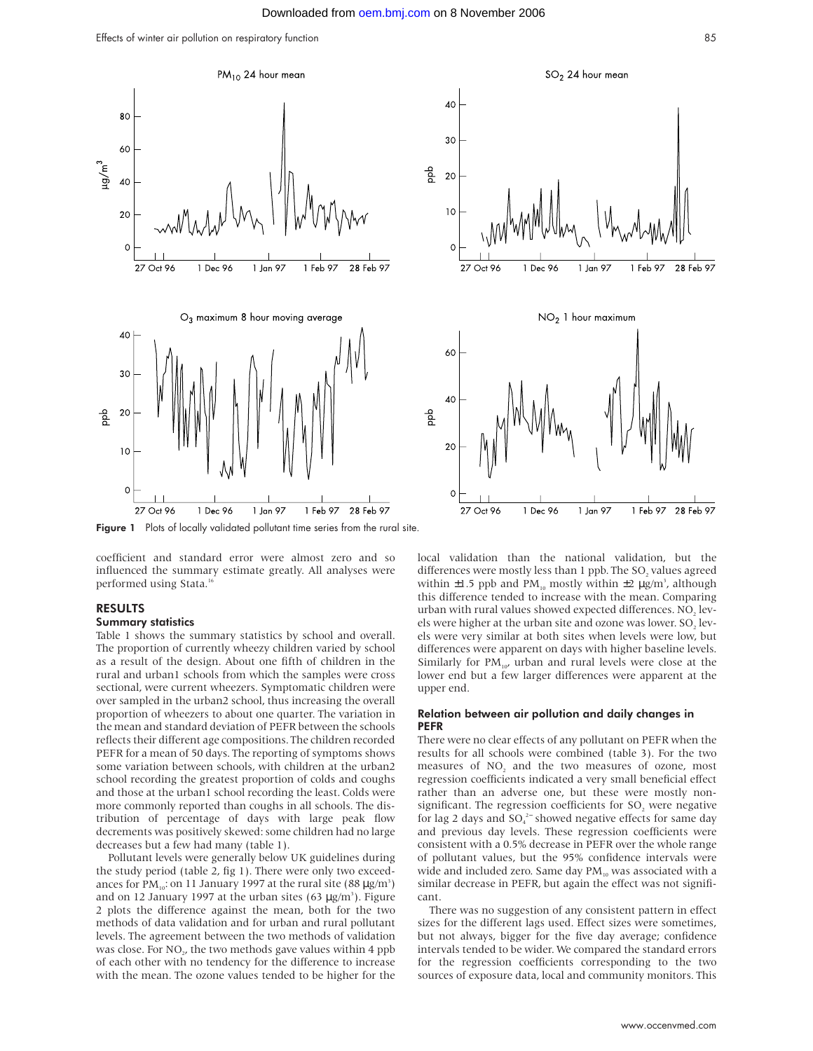Figure 1 Plots of locally validated pollutant time series from the rural site.

coefficient and standard error were almost zero and so influenced the summary estimate greatly. All analyses were performed using Stata.[16]

## RESULTS

### Summary statistics

Table 1 shows the summary statistics by school and overall. The proportion of currently wheezy children varied by school as a result of the design. About one fifth of children in the rural and urban1 schools from which the samples were cross sectional, were current wheezers. Symptomatic children were over sampled in the urban2 school, thus increasing the overall proportion of wheezers to about one quarter. The variation in the mean and standard deviation of PEFR between the schools reflects their different age compositions. The children recorded PEFR for a mean of 50 days. The reporting of symptoms shows some variation between schools, with children at the urban2 school recording the greatest proportion of colds and coughs and those at the urban1 school recording the least. Colds were more commonly reported than coughs in all schools. The distribution of percentage of days with large peak flow decrements was positively skewed: some children had no large decreases but a few had many (table 1).

Pollutant levels were generally below UK guidelines during the study period (table 2, fig 1). There were only two exceedances for $PM_{10}$: on 11 January 1997 at the rural site (88 μg/m$^3$) and on 12 January 1997 at the urban sites (63 μg/m$^3$). Figure 2 plots the difference against the mean, both for the two methods of data validation and for urban and rural pollutant levels. The agreement between the two methods of validation was close. For $NO_2$, the two methods gave values within 4 ppb of each other with no tendency for the difference to increase with the mean. The ozone values tended to be higher for the local validation than the national validation, but the differences were mostly less than 1 ppb. The $SO_2$ values agreed within ±1.5 ppb and $PM_{10}$ mostly within ±2 μg/m$^3$, although this difference tended to increase with the mean. Comparing urban with rural values showed expected differences. $NO_2$ levels were higher at the urban site and ozone was lower. $SO_2$ levels were very similar at both sites when levels were low, but differences were apparent on days with higher baseline levels. Similarly for $PM_{10}$, urban and rural levels were close at the lower end but a few larger differences were apparent at the upper end.

### Relation between air pollution and daily changes in PEFR

There were no clear effects of any pollutant on PEFR when the results for all schools were combined (table 3). For the two measures of $NO_2$ and the two measures of ozone, most regression coefficients indicated a very small beneficial effect rather than an adverse one, but these were mostly nonsignificant. The regression coefficients for $SO_2$ were negative for lag 2 days and $SO_4^{2-}$ showed negative effects for same day and previous day levels. These regression coefficients were consistent with a 0.5% decrease in PEFR over the whole range of pollutant values, but the 95% confidence intervals were wide and included zero. Same day $PM_{10}$ was associated with a similar decrease in PEFR, but again the effect was not significant.

There was no suggestion of any consistent pattern in effect sizes for the different lags used. Effect sizes were sometimes, but not always, bigger for the five day average; confidence intervals tended to be wider. We compared the standard errors for the regression coefficients corresponding to the two sources of exposure data, local and community monitors. This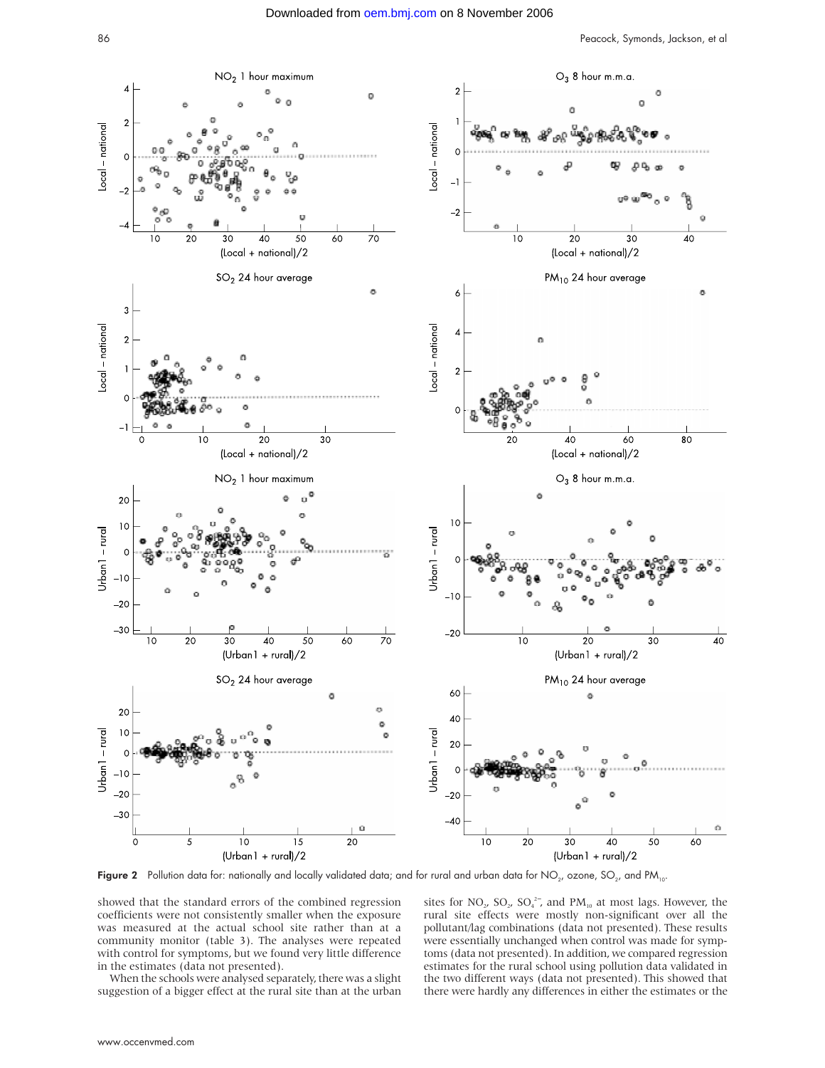Figure 2 Pollution data for: nationally and locally validated data; and for rural and urban data for $NO_2$, ozone, $SO_2$, and $PM_{10}$.

showed that the standard errors of the combined regression coefficients were not consistently smaller when the exposure was measured at the actual school site rather than at a community monitor (table 3). The analyses were repeated with control for symptoms, but we found very little difference in the estimates (data not presented).

When the schools were analysed separately, there was a slight suggestion of a bigger effect at the rural site than at the urban sites for $NO_2$, $SO_2$, $SO_4^{2-}$, and $PM_{10}$ at most lags. However, the rural site effects were mostly non-significant over all the pollutant/lag combinations (data not presented). These results were essentially unchanged when control was made for symptoms (data not presented). In addition, we compared regression estimates for the rural school using pollution data validated in the two different ways (data not presented). This showed that there were hardly any differences in either the estimates or the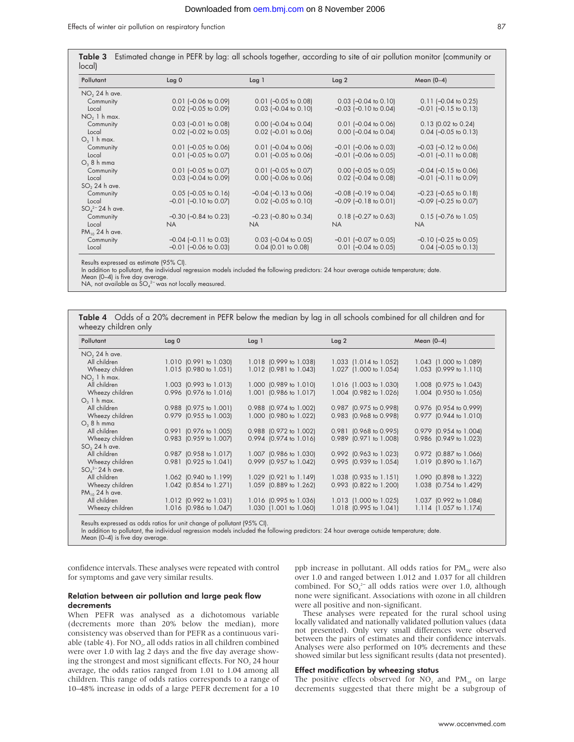**Table 3** Estimated change in PEFR by lag: all schools together, according to site of air pollution monitor (community or local)

| Pollutant | Lag 0 | Lag 1 | Lag 2 | Mean (0–4) |
|---|---|---|---|---|
| $NO_2$ 24 h ave. | | | | |
| Community | 0.01 (−0.06 to 0.09) | 0.01 (−0.05 to 0.08) | 0.03 (−0.04 to 0.10) | 0.11 (−0.04 to 0.25) |
| Local | 0.02 (−0.05 to 0.09) | 0.03 (−0.04 to 0.10) | −0.03 (−0.10 to 0.04) | −0.01 (−0.15 to 0.13) |
| $NO_2$ 1 h max. | | | | |
| Community | 0.03 (−0.01 to 0.08) | 0.00 (−0.04 to 0.04) | 0.01 (−0.04 to 0.06) | 0.13 (0.02 to 0.24) |
| Local | 0.02 (−0.02 to 0.05) | 0.02 (−0.01 to 0.06) | 0.00 (−0.04 to 0.04) | 0.04 (−0.05 to 0.13) |
| $O_3$ 1 h max. | | | | |
| Community | 0.01 (−0.05 to 0.06) | 0.01 (−0.04 to 0.06) | −0.01 (−0.06 to 0.03) | −0.03 (−0.12 to 0.06) |
| Local | 0.01 (−0.05 to 0.07) | 0.01 (−0.05 to 0.06) | −0.01 (−0.06 to 0.05) | −0.01 (−0.11 to 0.08) |
| $O_3$ 8 h mma | | | | |
| Community | 0.01 (−0.05 to 0.07) | 0.01 (−0.05 to 0.07) | 0.00 (−0.05 to 0.05) | −0.04 (−0.15 to 0.06) |
| Local | 0.03 (−0.04 to 0.09) | 0.00 (−0.06 to 0.06) | 0.02 (−0.04 to 0.08) | −0.01 (−0.11 to 0.09) |
| $SO_2$ 24 h ave. | | | | |
| Community | 0.05 (−0.05 to 0.16) | −0.04 (−0.13 to 0.06) | −0.08 (−0.19 to 0.04) | −0.23 (−0.65 to 0.18) |
| Local | −0.01 (−0.10 to 0.07) | 0.02 (−0.05 to 0.10) | −0.09 (−0.18 to 0.01) | −0.09 (−0.25 to 0.07) |
| $SO_4^{2-}$ 24 h ave. | | | | |
| Community | −0.30 (−0.84 to 0.23) | −0.23 (−0.80 to 0.34) | 0.18 (−0.27 to 0.63) | 0.15 (−0.76 to 1.05) |
| Local | NA | NA | NA | NA |
| $PM_{10}$ 24 h ave. | | | | |
| Community | −0.04 (−0.11 to 0.03) | 0.03 (−0.04 to 0.05) | −0.01 (−0.07 to 0.05) | −0.10 (−0.25 to 0.05) |
| Local | −0.01 (−0.06 to 0.03) | 0.04 (0.01 to 0.08) | 0.01 (−0.04 to 0.05) | 0.04 (−0.05 to 0.13) |

Results expressed as estimate (95% CI).
In addition to pollutant, the individual regression models included the following predictors: 24 hour average outside temperature; date.
Mean (0–4) is five day average.
NA, not available as $SO_4^{2-}$ was not locally measured.

**Table 4** Odds of a 20% decrement in PEFR below the median by lag in all schools combined for all children and for wheezy children only

| Pollutant | Lag 0 | Lag 1 | Lag 2 | Mean (0–4) |
|---|---|---|---|---|
| $NO_2$ 24 h ave. | | | | |
| All children | 1.010 (0.991 to 1.030) | 1.018 (0.999 to 1.038) | 1.033 (1.014 to 1.052) | 1.043 (1.000 to 1.089) |
| Wheezy children | 1.015 (0.980 to 1.051) | 1.012 (0.981 to 1.043) | 1.027 (1.000 to 1.054) | 1.053 (0.999 to 1.110) |
| $NO_2$ 1 h max. | | | | |
| All children | 1.003 (0.993 to 1.013) | 1.000 (0.989 to 1.010) | 1.016 (1.003 to 1.030) | 1.008 (0.975 to 1.043) |
| Wheezy children | 0.996 (0.976 to 1.016) | 1.001 (0.986 to 1.017) | 1.004 (0.982 to 1.026) | 1.004 (0.950 to 1.056) |
| $O_3$ 1 h max. | | | | |
| All children | 0.988 (0.975 to 1.001) | 0.988 (0.974 to 1.002) | 0.987 (0.975 to 0.998) | 0.976 (0.954 to 0.999) |
| Wheezy children | 0.979 (0.955 to 1.003) | 1.000 (0.980 to 1.022) | 0.983 (0.968 to 0.998) | 0.977 (0.944 to 1.010) |
| $O_3$ 8 h mma | | | | |
| All children | 0.991 (0.976 to 1.005) | 0.988 (0.972 to 1.002) | 0.981 (0.968 to 0.995) | 0.979 (0.954 to 1.004) |
| Wheezy children | 0.983 (0.959 to 1.007) | 0.994 (0.974 to 1.016) | 0.989 (0.971 to 1.008) | 0.986 (0.949 to 1.023) |
| $SO_2$ 24 h ave. | | | | |
| All children | 0.987 (0.958 to 1.017) | 1.007 (0.986 to 1.030) | 0.992 (0.963 to 1.023) | 0.972 (0.887 to 1.066) |
| Wheezy children | 0.981 (0.925 to 1.041) | 0.999 (0.957 to 1.042) | 0.995 (0.939 to 1.054) | 1.019 (0.890 to 1.167) |
| $SO_4^{2-}$ 24 h ave. | | | | |
| All children | 1.062 (0.940 to 1.199) | 1.029 (0.921 to 1.149) | 1.038 (0.935 to 1.151) | 1.090 (0.898 to 1.322) |
| Wheezy children | 1.042 (0.854 to 1.271) | 1.059 (0.889 to 1.262) | 0.993 (0.822 to 1.200) | 1.038 (0.754 to 1.429) |
| $PM_{10}$ 24 h ave. | | | | |
| All children | 1.012 (0.992 to 1.031) | 1.016 (0.995 to 1.036) | 1.013 (1.000 to 1.025) | 1.037 (0.992 to 1.084) |
| Wheezy children | 1.016 (0.986 to 1.047) | 1.030 (1.001 to 1.060) | 1.018 (0.995 to 1.041) | 1.114 (1.057 to 1.174) |

Results expressed as odds ratios for unit change of pollutant (95% CI).
In addition to pollutant, the individual regression models included the following predictors: 24 hour average outside temperature; date.
Mean (0–4) is five day average.

confidence intervals. These analyses were repeated with control for symptoms and gave very similar results.

### Relation between air pollution and large peak flow decrements

When PEFR was analysed as a dichotomous variable (decrements more than 20% below the median), more consistency was observed than for PEFR as a continuous variable (table 4). For $NO_2$, all odds ratios in all children combined were over 1.0 with lag 2 days and the five day average showing the strongest and most significant effects. For $NO_2$ 24 hour average, the odds ratios ranged from 1.01 to 1.04 among all children. This range of odds ratios corresponds to a range of 10–48% increase in odds of a large PEFR decrement for a 10 ppb increase in pollutant. All odds ratios for $PM_{10}$ were also over 1.0 and ranged between 1.012 and 1.037 for all children combined. For $SO_4^{2-}$ all odds ratios were over 1.0, although none were significant. Associations with ozone in all children were all positive and non-significant.

These analyses were repeated for the rural school using locally validated and nationally validated pollution values (data not presented). Only very small differences were observed between the pairs of estimates and their confidence intervals. Analyses were also performed on 10% decrements and these showed similar but less significant results (data not presented).

### Effect modification by wheezing status

The positive effects observed for $NO_2$ and $PM_{10}$ on large decrements suggested that there might be a subgroup of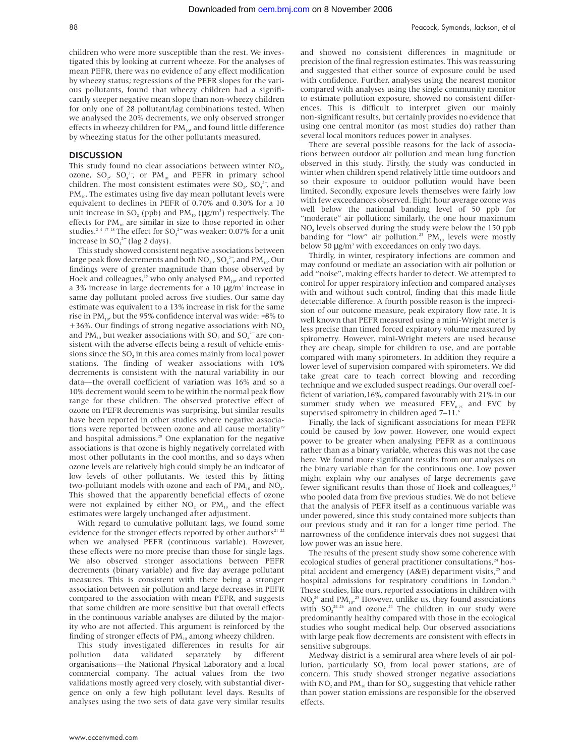children who were more susceptible than the rest. We investigated this by looking at current wheeze. For the analyses of mean PEFR, there was no evidence of any effect modification by wheezy status; regressions of the PEFR slopes for the various pollutants, found that wheezy children had a significantly steeper negative mean slope than non-wheezy children for only one of 28 pollutant/lag combinations tested. When we analysed the 20% decrements, we only observed stronger effects in wheezy children for $PM_{10}$, and found little difference by wheezing status for the other pollutants measured.

## DISCUSSION

This study found no clear associations between winter $NO_2$, ozone, $SO_2$, $SO_4^{2-}$, or $PM_{10}$ and PEFR in primary school children. The most consistent estimates were $SO_2$, $SO_4^{2-}$, and $PM_{10}$. The estimates using five day mean pollutant levels were equivalent to declines in PEFR of 0.70% and 0.30% for a 10 unit increase in $SO_2$ (ppb) and $PM_{10}$ (μg/m$^3$) respectively. The effects for $PM_{10}$ are similar in size to those reported in other studies.[2 4 17 18] The effect for $SO_4^{2-}$ was weaker: 0.07% for a unit increase in $SO_4^{2-}$ (lag 2 days).

This study showed consistent negative associations between large peak flow decrements and both $NO_2$, $SO_4^{2-}$, and $PM_{10}$. Our findings were of greater magnitude than those observed by Hoek and colleagues,[15] who only analysed $PM_{10}$, and reported a 3% increase in large decrements for a 10 μg/m$^3$ increase in same day pollutant pooled across five studies. Our same day estimate was equivalent to a 13% increase in risk for the same rise in $PM_{10}$, but the 95% confidence interval was wide: −8% to +36%. Our findings of strong negative associations with $NO_2$ and $PM_{10}$ but weaker associations with $SO_2$ and $SO_4^{2-}$ are consistent with the adverse effects being a result of vehicle emissions since the $SO_2$ in this area comes mainly from local power stations. The finding of weaker associations with 10% decrements is consistent with the natural variability in our data—the overall coefficient of variation was 16% and so a 10% decrement would seem to be within the normal peak flow range for these children. The observed protective effect of ozone on PEFR decrements was surprising, but similar results have been reported in other studies where negative associations were reported between ozone and all cause mortality[19] and hospital admissions.[20] One explanation for the negative associations is that ozone is highly negatively correlated with most other pollutants in the cool months, and so days when ozone levels are relatively high could simply be an indicator of low levels of other pollutants. We tested this by fitting two-pollutant models with ozone and each of $PM_{10}$ and $NO_2$. This showed that the apparently beneficial effects of ozone were not explained by either $NO_2$ or $PM_{10}$ and the effect estimates were largely unchanged after adjustment.

With regard to cumulative pollutant lags, we found some evidence for the stronger effects reported by other authors[21 22] when we analysed PEFR (continuous variable). However, these effects were no more precise than those for single lags. We also observed stronger associations between PEFR decrements (binary variable) and five day average pollutant measures. This is consistent with there being a stronger association between air pollution and large decreases in PEFR compared to the association with mean PEFR, and suggests that some children are more sensitive but that overall effects in the continuous variable analyses are diluted by the majority who are not affected. This argument is reinforced by the finding of stronger effects of $PM_{10}$ among wheezy children.

This study investigated differences in results for air pollution data validated separately by different organisations—the National Physical Laboratory and a local commercial company. The actual values from the two validations mostly agreed very closely, with substantial divergence on only a few high pollutant level days. Results of analyses using the two sets of data gave very similar results and showed no consistent differences in magnitude or precision of the final regression estimates. This was reassuring and suggested that either source of exposure could be used with confidence. Further, analyses using the nearest monitor compared with analyses using the single community monitor to estimate pollution exposure, showed no consistent differences. This is difficult to interpret given our mainly non-significant results, but certainly provides no evidence that using one central monitor (as most studies do) rather than several local monitors reduces power in analyses.

There are several possible reasons for the lack of associations between outdoor air pollution and mean lung function observed in this study. Firstly, the study was conducted in winter when children spend relatively little time outdoors and so their exposure to outdoor pollution would have been limited. Secondly, exposure levels themselves were fairly low with few exceedances observed. Eight hour average ozone was well below the national banding level of 50 ppb for "moderate" air pollution; similarly, the one hour maximum $NO_2$ levels observed during the study were below the 150 ppb banding for "low" air pollution.[23] $PM_{10}$ levels were mostly below 50 μg/m$^3$ with exceedances on only two days.

Thirdly, in winter, respiratory infections are common and may confound or mediate an association with air pollution or add "noise", making effects harder to detect. We attempted to control for upper respiratory infection and compared analyses with and without such control, finding that this made little detectable difference. A fourth possible reason is the imprecision of our outcome measure, peak expiratory flow rate. It is well known that PEFR measured using a mini-Wright meter is less precise than timed forced expiratory volume measured by spirometry. However, mini-Wright meters are used because they are cheap, simple for children to use, and are portable compared with many spirometers. In addition they require a lower level of supervision compared with spirometers. We did take great care to teach correct blowing and recording technique and we excluded suspect readings. Our overall coefficient of variation,16%, compared favourably with 21% in our summer study when we measured $FEV_{0.75}$ and FVC by supervised spirometry in children aged 7–11.[6]

Finally, the lack of significant associations for mean PEFR could be caused by low power. However, one would expect power to be greater when analysing PEFR as a continuous rather than as a binary variable, whereas this was not the case here. We found more significant results from our analyses on the binary variable than for the continuous one. Low power might explain why our analyses of large decrements gave fewer significant results than those of Hoek and colleagues,[15] who pooled data from five previous studies. We do not believe that the analysis of PEFR itself as a continuous variable was under powered, since this study contained more subjects than our previous study and it ran for a longer time period. The narrowness of the confidence intervals does not suggest that low power was an issue here.

The results of the present study show some coherence with ecological studies of general practitioner consultations,[24] hospital accident and emergency (A&E) department visits,[25] and hospital admissions for respiratory conditions in London.[26] These studies, like ours, reported associations in children with $NO_2$[26] and $PM_{10}$.[25] However, unlike us, they found associations with $SO_2$[24–26] and ozone.[24] The children in our study were predominantly healthy compared with those in the ecological studies who sought medical help. Our observed associations with large peak flow decrements are consistent with effects in sensitive subgroups.

Medway district is a semirural area where levels of air pollution, particularly $SO_2$ from local power stations, are of concern. This study showed stronger negative associations with $NO_2$ and $PM_{10}$ than for $SO_2$, suggesting that vehicle rather than power station emissions are responsible for the observed effects.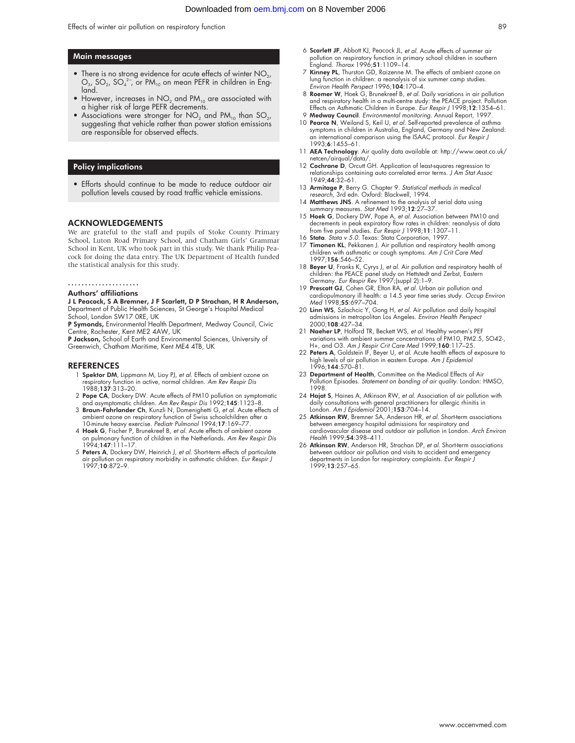## Main messages

- There is no strong evidence for acute effects of winter $NO_2$, $O_3$, $SO_2$, $SO_4^{2-}$, or $PM_{10}$ on mean PEFR in children in England.
- However, increases in $NO_2$ and $PM_{10}$ are associated with a higher risk of large PEFR decrements.
- Associations were stronger for $NO_2$ and $PM_{10}$ than $SO_2$, suggesting that vehicle rather than power station emissions are responsible for observed effects.

## Policy implications

- Efforts should continue to be made to reduce outdoor air pollution levels caused by road traffic vehicle emissions.

## ACKNOWLEDGEMENTS

We are grateful to the staff and pupils of Stoke County Primary School, Luton Road Primary School, and Chatham Girls' Grammar School in Kent, UK who took part in this study. We thank Philip Peacock for doing the data entry. The UK Department of Health funded the statistical analysis for this study.

### Authors' affiliations

**J L Peacock, S A Bremner, J F Scarlett, D P Strachan, H R Anderson,** Department of Public Health Sciences, St George's Hospital Medical School, London SW17 0RE, UK

**P Symonds,** Environmental Health Department, Medway Council, Civic Centre, Rochester, Kent ME2 4AW, UK

**P Jackson,** School of Earth and Environmental Sciences, University of Greenwich, Chatham Maritime, Kent ME4 4TB, UK

## REFERENCES

1. **Spektor DM**, Lippmann M, Lioy PJ, *et al.* Effects of ambient ozone on respiratory function in active, normal children. *Am Rev Respir Dis* 1988;**137**:313–20.
2. **Pope CA**, Dockery DW. Acute effects of PM10 pollution on symptomatic and asymptomatic children. *Am Rev Respir Dis* 1992;**145**:1123–8.
3. **Braun-Fahrlander Ch**, Kunzli N, Domenighetti G, *et al.* Acute effects of ambient ozone on respiratory function of Swiss schoolchildren after a 10-minute heavy exercise. *Pediatr Pulmonol* 1994;**17**:169–77.
4. **Hoek G**, Fischer P, Brunekreef B, *et al.* Acute effects of ambient ozone on pulmonary function of children in the Netherlands. *Am Rev Respir Dis* 1994;**147**:111–17.
5. **Peters A**, Dockery DW, Heinrich J, *et al.* Short-term effects of particulate air pollution on respiratory morbidity in asthmatic children. *Eur Respir J* 1997;**10**:872–9.
6. **Scarlett JF**, Abbott KJ, Peacock JL, *et al.* Acute effects of summer air pollution on respiratory function in primary school children in southern England. *Thorax* 1996;**51**:1109–14.
7. **Kinney PL**, Thurston GD, Raizenne M. The effects of ambient ozone on lung function in children: a reanalysis of six summer camp studies. *Environ Health Perspect* 1996;**104**:170–4.
8. **Roemer W**, Hoek G, Brunekreef B, *et al.* Daily variations in air pollution and respiratory health in a multi-centre study: the PEACE project. Pollution Effects on Asthmatic Children in Europe. *Eur Respir J* 1998;**12**:1354–61.
9. **Medway Council**. *Environmental monitoring*. Annual Report, 1997.
10. **Pearce N**, Weiland S, Keil U, *et al.* Self-reported prevalence of asthma symptoms in children in Australia, England, Germany and New Zealand: an international comparison using the ISAAC protocol. *Eur Respir J* 1993;**6**:1455–61.
11. **AEA Technology**. Air quality data available at: http://www.aeat.co.uk/netcen/airqual/data/.
12. **Cochrane D**, Orcutt GH. Application of least-squares regression to relationships containing auto correlated error terms. *J Am Stat Assoc* 1949;**44**:32–61.
13. **Armitage P**, Berry G. Chapter 9. *Statistical methods in medical research*, 3rd edn. Oxford: Blackwell, 1994.
14. **Matthews JNS**. A refinement to the analysis of serial data using summary measures. *Stat Med* 1993;**12**:27–37.
15. **Hoek G**, Dockery DW, Pope A, *et al.* Association between PM10 and decrements in peak expiratory flow rates in children: reanalysis of data from five panel studies. *Eur Respir J* 1998;**11**:1307–11.
16. **Stata**. *Stata v 5.0*. Texas: Stata Corporation, 1997.
17. **Timonen KL**, Pekkanen J. Air pollution and respiratory health among children with asthmatic or cough symptoms. *Am J Crit Care Med* 1997;**156**:546–52.
18. **Beyer U**, Franks K, Cyrys J, *et al.* Air pollution and respiratory health of children: the PEACE panel study on Hettstedt and Zerbst, Eastern Germany. *Eur Respir Rev* 1997;(suppl 2):1–9.
19. **Prescott GJ**, Cohen GR, Elton RA, *et al.* Urban air pollution and cardiopulmonary ill health: a 14.5 year time series study. *Occup Environ Med* 1998;**55**:697–704.
20. **Linn WS**, Szlachcic Y, Gong H, *et al.* Air pollution and daily hospital admissions in metropolitan Los Angeles. *Environ Health Perspect* 2000;**108**:427–34.
21. **Naeher LP**, Holford TR, Beckett WS, *et al.* Healthy women's PEF variations with ambient summer concentrations of PM10, PM2.5, SO42-, H+, and O3. *Am J Respir Crit Care Med* 1999;**160**:117–25.
22. **Peters A**, Goldstein IF, Beyer U, *et al.* Acute health effects of exposure to high levels of air pollution in eastern Europe. *Am J Epidemiol* 1996;**144**:570–81.
23. **Department of Health**, Committee on the Medical Effects of Air Pollution Episodes. *Statement on banding of air quality*. London: HMSO, 1998.
24. **Hajat S**, Haines A, Atkinson RW, *et al.* Association of air pollution with daily consultations with general practitioners for allergic rhinitis in London. *Am J Epidemiol* 2001;**153**:704–14.
25. **Atkinson RW**, Bremner SA, Anderson HR, *et al.* Short-term associations between emergency hospital admissions for respiratory and cardiovascular disease and outdoor air pollution in London. *Arch Environ Health* 1999;**54**:398–411.
26. **Atkinson RW**, Anderson HR, Strachan DP, *et al.* Short-term associations between outdoor air pollution and visits to accident and emergency departments in London for respiratory complaints. *Eur Respir J* 1999;**13**:257–65.